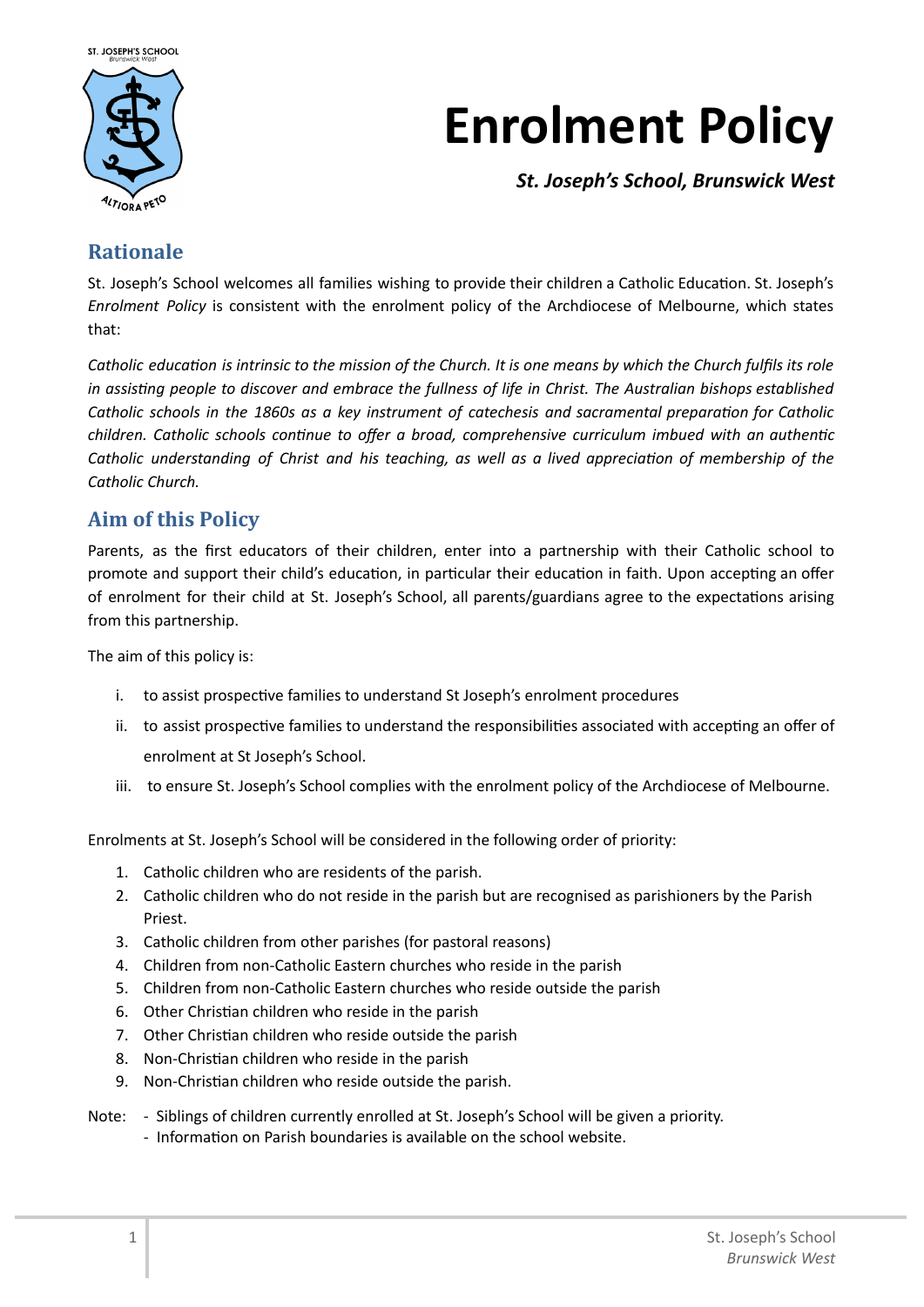# Enrolment Policy

***St. Joseph's School, Brunswick West***

## Rationale

St. Joseph's School welcomes all families wishing to provide their children a Catholic Education. St. Joseph's *Enrolment Policy* is consistent with the enrolment policy of the Archdiocese of Melbourne, which states that:

*Catholic education is intrinsic to the mission of the Church. It is one means by which the Church fulfils its role in assisting people to discover and embrace the fullness of life in Christ. The Australian bishops established Catholic schools in the 1860s as a key instrument of catechesis and sacramental preparation for Catholic children. Catholic schools continue to offer a broad, comprehensive curriculum imbued with an authentic Catholic understanding of Christ and his teaching, as well as a lived appreciation of membership of the Catholic Church.*

## Aim of this Policy

Parents, as the first educators of their children, enter into a partnership with their Catholic school to promote and support their child's education, in particular their education in faith. Upon accepting an offer of enrolment for their child at St. Joseph's School, all parents/guardians agree to the expectations arising from this partnership.

The aim of this policy is:

i. to assist prospective families to understand St Joseph's enrolment procedures
ii. to assist prospective families to understand the responsibilities associated with accepting an offer of enrolment at St Joseph's School.
iii. to ensure St. Joseph's School complies with the enrolment policy of the Archdiocese of Melbourne.

Enrolments at St. Joseph's School will be considered in the following order of priority:

1. Catholic children who are residents of the parish.
2. Catholic children who do not reside in the parish but are recognised as parishioners by the Parish Priest.
3. Catholic children from other parishes (for pastoral reasons)
4. Children from non-Catholic Eastern churches who reside in the parish
5. Children from non-Catholic Eastern churches who reside outside the parish
6. Other Christian children who reside in the parish
7. Other Christian children who reside outside the parish
8. Non-Christian children who reside in the parish
9. Non-Christian children who reside outside the parish.

Note:
- Siblings of children currently enrolled at St. Joseph's School will be given a priority.
- Information on Parish boundaries is available on the school website.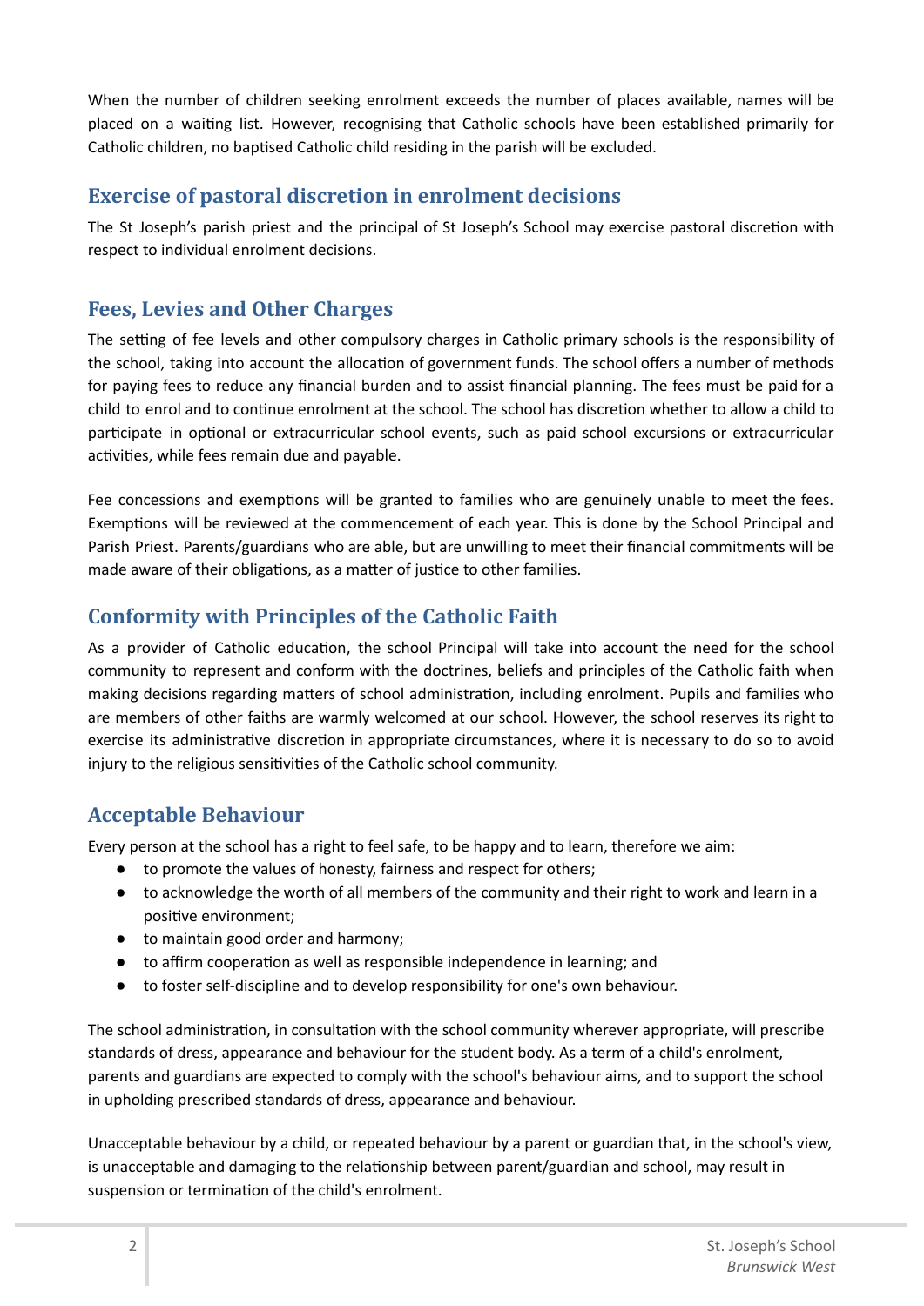When the number of children seeking enrolment exceeds the number of places available, names will be placed on a waiting list. However, recognising that Catholic schools have been established primarily for Catholic children, no baptised Catholic child residing in the parish will be excluded.

## Exercise of pastoral discretion in enrolment decisions

The St Joseph's parish priest and the principal of St Joseph's School may exercise pastoral discretion with respect to individual enrolment decisions.

## Fees, Levies and Other Charges

The setting of fee levels and other compulsory charges in Catholic primary schools is the responsibility of the school, taking into account the allocation of government funds. The school offers a number of methods for paying fees to reduce any financial burden and to assist financial planning. The fees must be paid for a child to enrol and to continue enrolment at the school. The school has discretion whether to allow a child to participate in optional or extracurricular school events, such as paid school excursions or extracurricular activities, while fees remain due and payable.

Fee concessions and exemptions will be granted to families who are genuinely unable to meet the fees. Exemptions will be reviewed at the commencement of each year. This is done by the School Principal and Parish Priest. Parents/guardians who are able, but are unwilling to meet their financial commitments will be made aware of their obligations, as a matter of justice to other families.

## Conformity with Principles of the Catholic Faith

As a provider of Catholic education, the school Principal will take into account the need for the school community to represent and conform with the doctrines, beliefs and principles of the Catholic faith when making decisions regarding matters of school administration, including enrolment. Pupils and families who are members of other faiths are warmly welcomed at our school. However, the school reserves its right to exercise its administrative discretion in appropriate circumstances, where it is necessary to do so to avoid injury to the religious sensitivities of the Catholic school community.

## Acceptable Behaviour

Every person at the school has a right to feel safe, to be happy and to learn, therefore we aim:

- to promote the values of honesty, fairness and respect for others;
- to acknowledge the worth of all members of the community and their right to work and learn in a positive environment;
- to maintain good order and harmony;
- to affirm cooperation as well as responsible independence in learning; and
- to foster self-discipline and to develop responsibility for one's own behaviour.

The school administration, in consultation with the school community wherever appropriate, will prescribe standards of dress, appearance and behaviour for the student body. As a term of a child's enrolment, parents and guardians are expected to comply with the school's behaviour aims, and to support the school in upholding prescribed standards of dress, appearance and behaviour.

Unacceptable behaviour by a child, or repeated behaviour by a parent or guardian that, in the school's view, is unacceptable and damaging to the relationship between parent/guardian and school, may result in suspension or termination of the child's enrolment.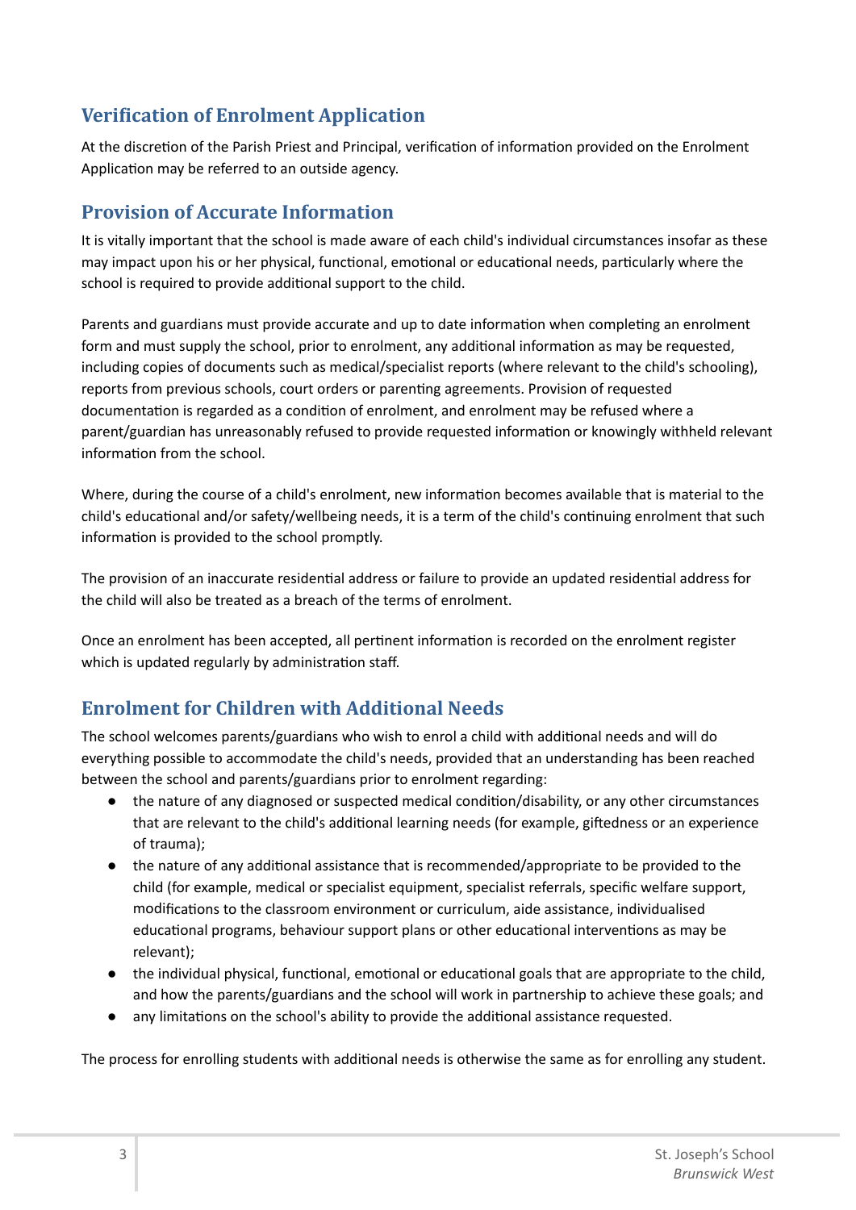## Verification of Enrolment Application

At the discretion of the Parish Priest and Principal, verification of information provided on the Enrolment Application may be referred to an outside agency.

## Provision of Accurate Information

It is vitally important that the school is made aware of each child's individual circumstances insofar as these may impact upon his or her physical, functional, emotional or educational needs, particularly where the school is required to provide additional support to the child.

Parents and guardians must provide accurate and up to date information when completing an enrolment form and must supply the school, prior to enrolment, any additional information as may be requested, including copies of documents such as medical/specialist reports (where relevant to the child's schooling), reports from previous schools, court orders or parenting agreements. Provision of requested documentation is regarded as a condition of enrolment, and enrolment may be refused where a parent/guardian has unreasonably refused to provide requested information or knowingly withheld relevant information from the school.

Where, during the course of a child's enrolment, new information becomes available that is material to the child's educational and/or safety/wellbeing needs, it is a term of the child's continuing enrolment that such information is provided to the school promptly.

The provision of an inaccurate residential address or failure to provide an updated residential address for the child will also be treated as a breach of the terms of enrolment.

Once an enrolment has been accepted, all pertinent information is recorded on the enrolment register which is updated regularly by administration staff.

## Enrolment for Children with Additional Needs

The school welcomes parents/guardians who wish to enrol a child with additional needs and will do everything possible to accommodate the child's needs, provided that an understanding has been reached between the school and parents/guardians prior to enrolment regarding:

- the nature of any diagnosed or suspected medical condition/disability, or any other circumstances that are relevant to the child's additional learning needs (for example, giftedness or an experience of trauma);
- the nature of any additional assistance that is recommended/appropriate to be provided to the child (for example, medical or specialist equipment, specialist referrals, specific welfare support, modifications to the classroom environment or curriculum, aide assistance, individualised educational programs, behaviour support plans or other educational interventions as may be relevant);
- the individual physical, functional, emotional or educational goals that are appropriate to the child, and how the parents/guardians and the school will work in partnership to achieve these goals; and
- any limitations on the school's ability to provide the additional assistance requested.

The process for enrolling students with additional needs is otherwise the same as for enrolling any student.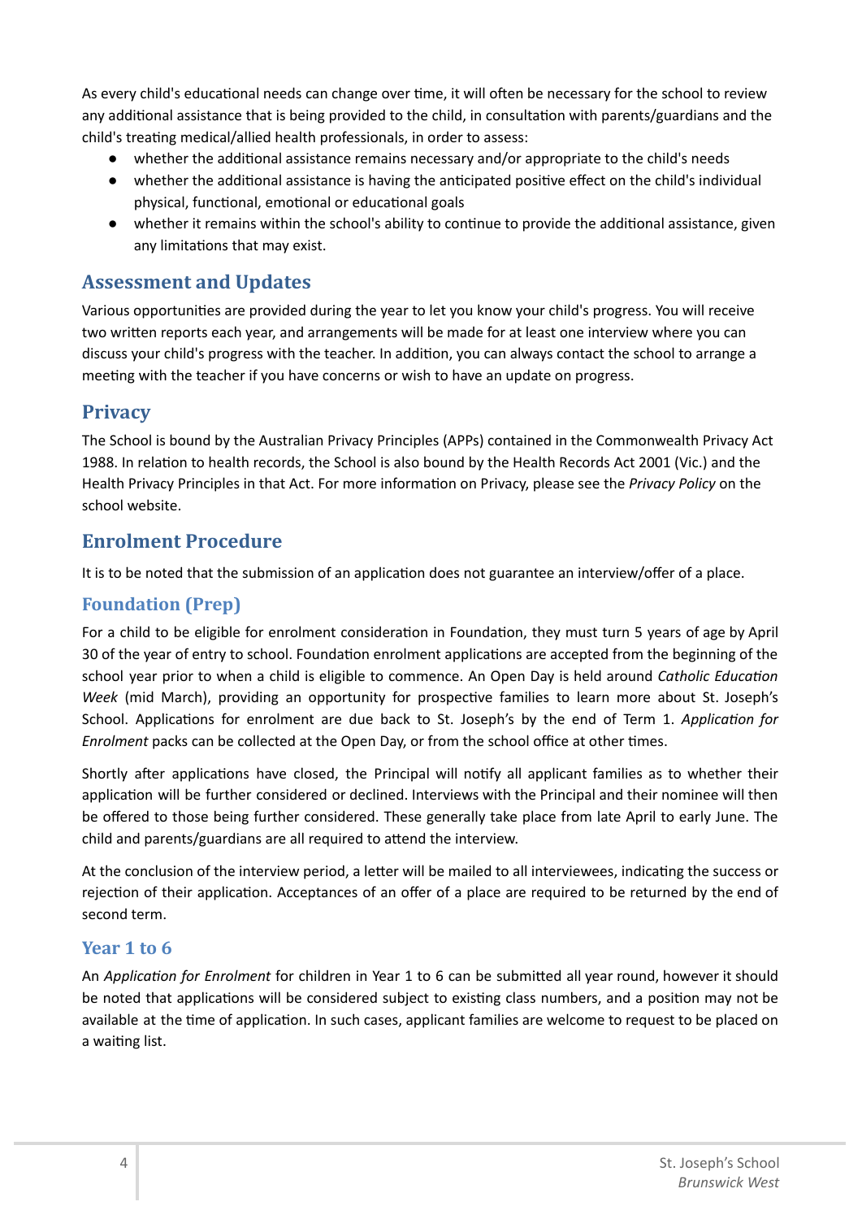As every child's educational needs can change over time, it will often be necessary for the school to review any additional assistance that is being provided to the child, in consultation with parents/guardians and the child's treating medical/allied health professionals, in order to assess:

- whether the additional assistance remains necessary and/or appropriate to the child's needs
- whether the additional assistance is having the anticipated positive effect on the child's individual physical, functional, emotional or educational goals
- whether it remains within the school's ability to continue to provide the additional assistance, given any limitations that may exist.

## Assessment and Updates

Various opportunities are provided during the year to let you know your child's progress. You will receive two written reports each year, and arrangements will be made for at least one interview where you can discuss your child's progress with the teacher. In addition, you can always contact the school to arrange a meeting with the teacher if you have concerns or wish to have an update on progress.

## Privacy

The School is bound by the Australian Privacy Principles (APPs) contained in the Commonwealth Privacy Act 1988. In relation to health records, the School is also bound by the Health Records Act 2001 (Vic.) and the Health Privacy Principles in that Act. For more information on Privacy, please see the *Privacy Policy* on the school website.

## Enrolment Procedure

It is to be noted that the submission of an application does not guarantee an interview/offer of a place.

### Foundation (Prep)

For a child to be eligible for enrolment consideration in Foundation, they must turn 5 years of age by April 30 of the year of entry to school. Foundation enrolment applications are accepted from the beginning of the school year prior to when a child is eligible to commence. An Open Day is held around *Catholic Education Week* (mid March), providing an opportunity for prospective families to learn more about St. Joseph's School. Applications for enrolment are due back to St. Joseph's by the end of Term 1. *Application for Enrolment* packs can be collected at the Open Day, or from the school office at other times.

Shortly after applications have closed, the Principal will notify all applicant families as to whether their application will be further considered or declined. Interviews with the Principal and their nominee will then be offered to those being further considered. These generally take place from late April to early June. The child and parents/guardians are all required to attend the interview.

At the conclusion of the interview period, a letter will be mailed to all interviewees, indicating the success or rejection of their application. Acceptances of an offer of a place are required to be returned by the end of second term.

### Year 1 to 6

An *Application for Enrolment* for children in Year 1 to 6 can be submitted all year round, however it should be noted that applications will be considered subject to existing class numbers, and a position may not be available at the time of application. In such cases, applicant families are welcome to request to be placed on a waiting list.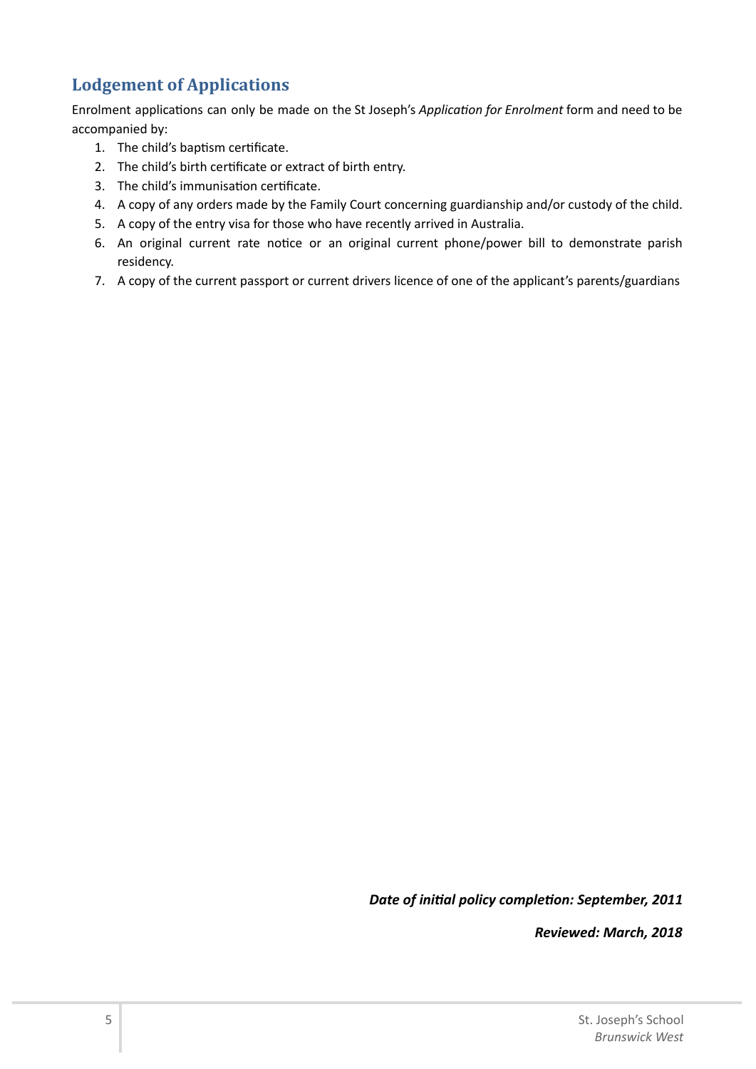## Lodgement of Applications

Enrolment applications can only be made on the St Joseph's *Application for Enrolment* form and need to be accompanied by:

1. The child's baptism certificate.
2. The child's birth certificate or extract of birth entry.
3. The child's immunisation certificate.
4. A copy of any orders made by the Family Court concerning guardianship and/or custody of the child.
5. A copy of the entry visa for those who have recently arrived in Australia.
6. An original current rate notice or an original current phone/power bill to demonstrate parish residency.
7. A copy of the current passport or current drivers licence of one of the applicant's parents/guardians

***Date of initial policy completion: September, 2011***

***Reviewed: March, 2018***